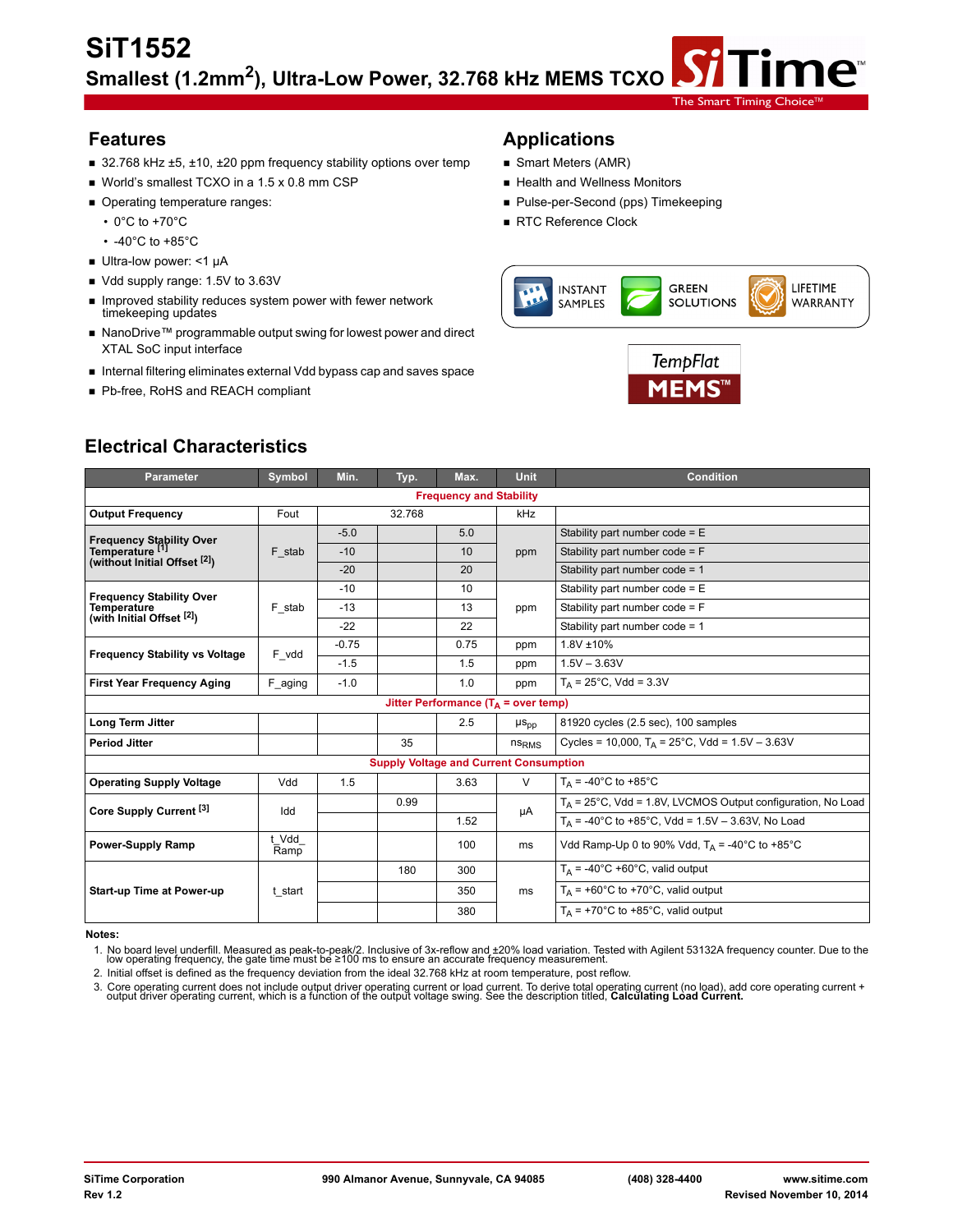# SiT1552

## Smallest (1.2mm²), Ultra-Low Power, 32.768 kHz MEMS TCXO

## Features

- 32.768 kHz ±5, ±10, ±20 ppm frequency stability options over temp
- World's smallest TCXO in a 1.5 x 0.8 mm CSP
- Operating temperature ranges:
  - 0°C to +70°C
  - -40°C to +85°C
- Ultra-low power: <1 µA
- Vdd supply range: 1.5V to 3.63V
- Improved stability reduces system power with fewer network timekeeping updates
- NanoDrive™ programmable output swing for lowest power and direct XTAL SoC input interface
- Internal filtering eliminates external Vdd bypass cap and saves space
- Pb-free, RoHS and REACH compliant

## Applications

- Smart Meters (AMR)
- Health and Wellness Monitors
- Pulse-per-Second (pps) Timekeeping
- RTC Reference Clock

INSTANT SAMPLES | GREEN SOLUTIONS | LIFETIME WARRANTY

TempFlat MEMS™

## Electrical Characteristics

| Parameter | Symbol | Min. | Typ. | Max. | Unit | Condition |
|---|---|---|---|---|---|---|
| **Frequency and Stability** | | | | | | |
| **Output Frequency** | Fout | | 32.768 | | kHz | |
| **Frequency Stability Over Temperature [1] (without Initial Offset [2])** | F_stab | -5.0 | | 5.0 | ppm | Stability part number code = E |
| | | -10 | | 10 | | Stability part number code = F |
| | | -20 | | 20 | | Stability part number code = 1 |
| **Frequency Stability Over Temperature (with Initial Offset [2])** | F_stab | -10 | | 10 | ppm | Stability part number code = E |
| | | -13 | | 13 | | Stability part number code = F |
| | | -22 | | 22 | | Stability part number code = 1 |
| **Frequency Stability vs Voltage** | F_vdd | -0.75 | | 0.75 | ppm | 1.8V ±10% |
| | | -1.5 | | 1.5 | ppm | 1.5V – 3.63V |
| **First Year Frequency Aging** | F_aging | -1.0 | | 1.0 | ppm | $T_A$ = 25°C, Vdd = 3.3V |
| **Jitter Performance ($T_A$ = over temp)** | | | | | | |
| **Long Term Jitter** | | | | 2.5 | $\mu s_{pp}$ | 81920 cycles (2.5 sec), 100 samples |
| **Period Jitter** | | | 35 | | $ns_{RMS}$ | Cycles = 10,000, $T_A$ = 25°C, Vdd = 1.5V – 3.63V |
| **Supply Voltage and Current Consumption** | | | | | | |
| **Operating Supply Voltage** | Vdd | 1.5 | | 3.63 | V | $T_A$ = -40°C to +85°C |
| **Core Supply Current [3]** | Idd | | 0.99 | | µA | $T_A$ = 25°C, Vdd = 1.8V, LVCMOS Output configuration, No Load |
| | | | | 1.52 | | $T_A$ = -40°C to +85°C, Vdd = 1.5V – 3.63V, No Load |
| **Power-Supply Ramp** | t_Vdd_Ramp | | | 100 | ms | Vdd Ramp-Up 0 to 90% Vdd, $T_A$ = -40°C to +85°C |
| **Start-up Time at Power-up** | t_start | | 180 | 300 | ms | $T_A$ = -40°C +60°C, valid output |
| | | | | 350 | | $T_A$ = +60°C to +70°C, valid output |
| | | | | 380 | | $T_A$ = +70°C to +85°C, valid output |

**Notes:**

1. No board level underfill. Measured as peak-to-peak/2. Inclusive of 3x-reflow and ±20% load variation. Tested with Agilent 53132A frequency counter. Due to the low operating frequency, the gate time must be ≥100 ms to ensure an accurate frequency measurement.
2. Initial offset is defined as the frequency deviation from the ideal 32.768 kHz at room temperature, post reflow.
3. Core operating current does not include output driver operating current or load current. To derive total operating current (no load), add core operating current + output driver operating current, which is a function of the output voltage swing. See the description titled, **Calculating Load Current.**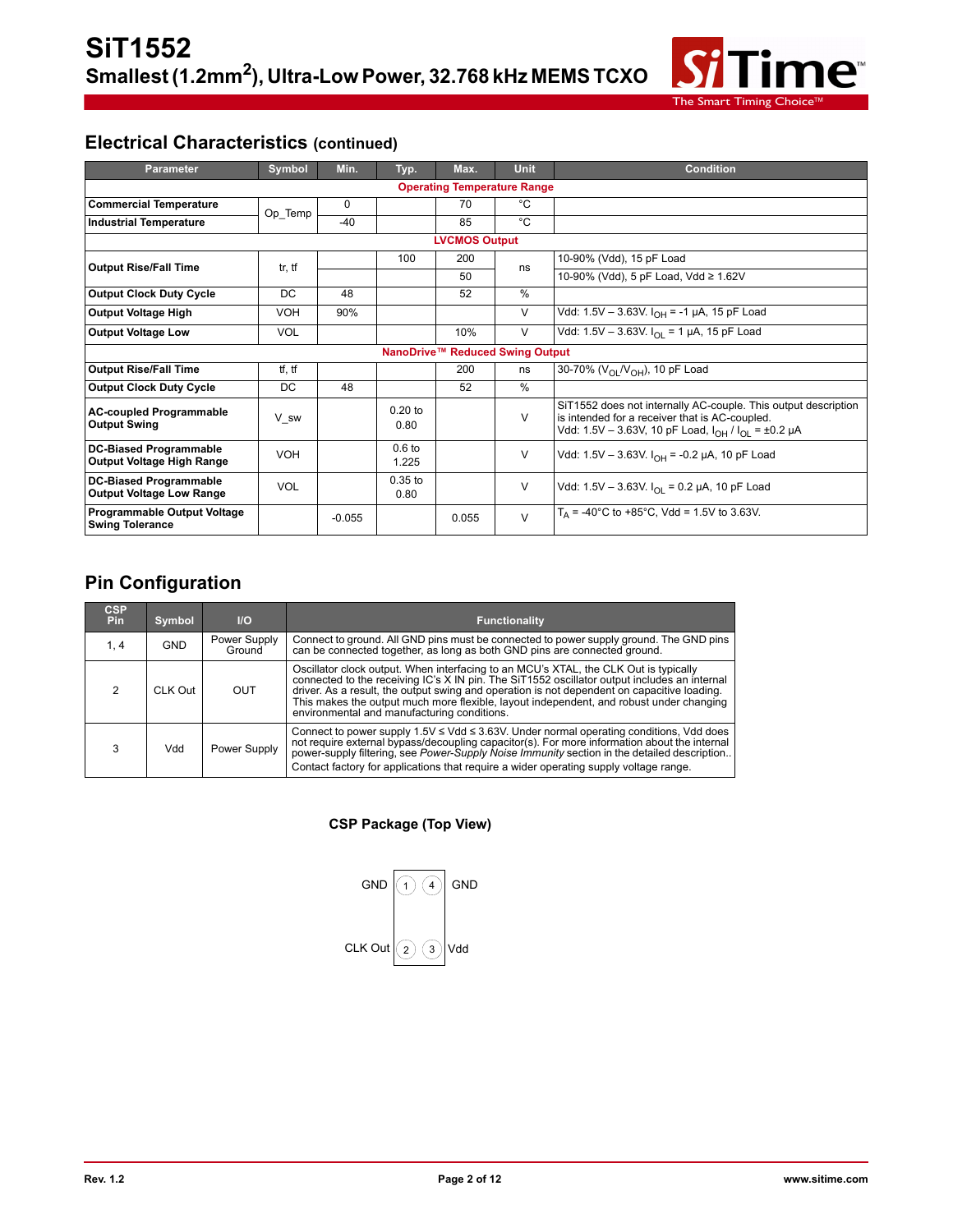## Electrical Characteristics (continued)

| Parameter | Symbol | Min. | Typ. | Max. | Unit | Condition |
|---|---|---|---|---|---|---|
| **Operating Temperature Range** | | | | | | |
| **Commercial Temperature** | Op_Temp | 0 | | 70 | °C | |
| **Industrial Temperature** | | -40 | | 85 | °C | |
| **LVCMOS Output** | | | | | | |
| **Output Rise/Fall Time** | tr, tf | | 100 | 200 | ns | 10-90% (Vdd), 15 pF Load |
| | | | | 50 | | 10-90% (Vdd), 5 pF Load, Vdd ≥ 1.62V |
| **Output Clock Duty Cycle** | DC | 48 | | 52 | % | |
| **Output Voltage High** | VOH | 90% | | | V | Vdd: 1.5V – 3.63V. $I_{OH}$ = -1 µA, 15 pF Load |
| **Output Voltage Low** | VOL | | | 10% | V | Vdd: 1.5V – 3.63V. $I_{OL}$ = 1 µA, 15 pF Load |
| **NanoDrive™ Reduced Swing Output** | | | | | | |
| **Output Rise/Fall Time** | tf, tf | | | 200 | ns | 30-70% ($V_{OL}/V_{OH}$), 10 pF Load |
| **Output Clock Duty Cycle** | DC | 48 | | 52 | % | |
| **AC-coupled Programmable Output Swing** | V_sw | | 0.20 to 0.80 | | V | SiT1552 does not internally AC-couple. This output description is intended for a receiver that is AC-coupled. Vdd: 1.5V – 3.63V, 10 pF Load, $I_{OH}$ / $I_{OL}$ = ±0.2 µA |
| **DC-Biased Programmable Output Voltage High Range** | VOH | | 0.6 to 1.225 | | V | Vdd: 1.5V – 3.63V. $I_{OH}$ = -0.2 µA, 10 pF Load |
| **DC-Biased Programmable Output Voltage Low Range** | VOL | | 0.35 to 0.80 | | V | Vdd: 1.5V – 3.63V. $I_{OL}$ = 0.2 µA, 10 pF Load |
| **Programmable Output Voltage Swing Tolerance** | | -0.055 | | 0.055 | V | $T_A$ = -40°C to +85°C, Vdd = 1.5V to 3.63V. |

## Pin Configuration

| CSP Pin | Symbol | I/O | Functionality |
|---|---|---|---|
| 1, 4 | GND | Power Supply Ground | Connect to ground. All GND pins must be connected to power supply ground. The GND pins can be connected together, as long as both GND pins are connected ground. |
| 2 | CLK Out | OUT | Oscillator clock output. When interfacing to an MCU's XTAL, the CLK Out is typically connected to the receiving IC's X IN pin. The SiT1552 oscillator output includes an internal driver. As a result, the output swing and operation is not dependent on capacitive loading. This makes the output much more flexible, layout independent, and robust under changing environmental and manufacturing conditions. |
| 3 | Vdd | Power Supply | Connect to power supply 1.5V ≤ Vdd ≤ 3.63V. Under normal operating conditions, Vdd does not require external bypass/decoupling capacitor(s). For more information about the internal power-supply filtering, see *Power-Supply Noise Immunity* section in the detailed description.. Contact factory for applications that require a wider operating supply voltage range. |

**CSP Package (Top View)**

GND (1) (4) GND

CLK Out (2) (3) Vdd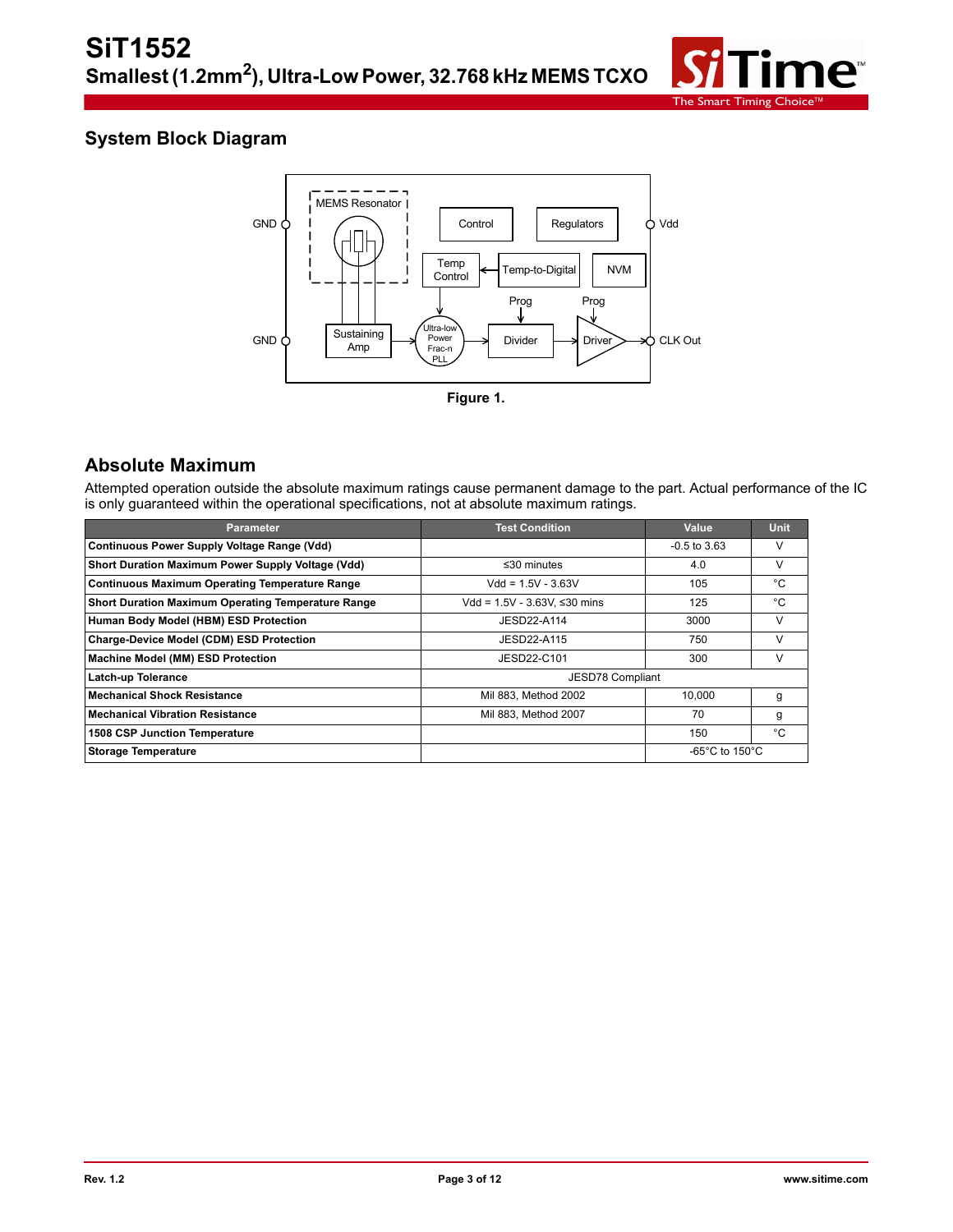## System Block Diagram

Figure 1.

## Absolute Maximum

Attempted operation outside the absolute maximum ratings cause permanent damage to the part. Actual performance of the IC is only guaranteed within the operational specifications, not at absolute maximum ratings.

| Parameter | Test Condition | Value | Unit |
|---|---|---|---|
| **Continuous Power Supply Voltage Range (Vdd)** | | -0.5 to 3.63 | V |
| **Short Duration Maximum Power Supply Voltage (Vdd)** | ≤30 minutes | 4.0 | V |
| **Continuous Maximum Operating Temperature Range** | Vdd = 1.5V - 3.63V | 105 | °C |
| **Short Duration Maximum Operating Temperature Range** | Vdd = 1.5V - 3.63V, ≤30 mins | 125 | °C |
| **Human Body Model (HBM) ESD Protection** | JESD22-A114 | 3000 | V |
| **Charge-Device Model (CDM) ESD Protection** | JESD22-A115 | 750 | V |
| **Machine Model (MM) ESD Protection** | JESD22-C101 | 300 | V |
| **Latch-up Tolerance** | JESD78 Compliant | | |
| **Mechanical Shock Resistance** | Mil 883, Method 2002 | 10,000 | g |
| **Mechanical Vibration Resistance** | Mil 883, Method 2007 | 70 | g |
| **1508 CSP Junction Temperature** | | 150 | °C |
| **Storage Temperature** | | -65°C to 150°C | |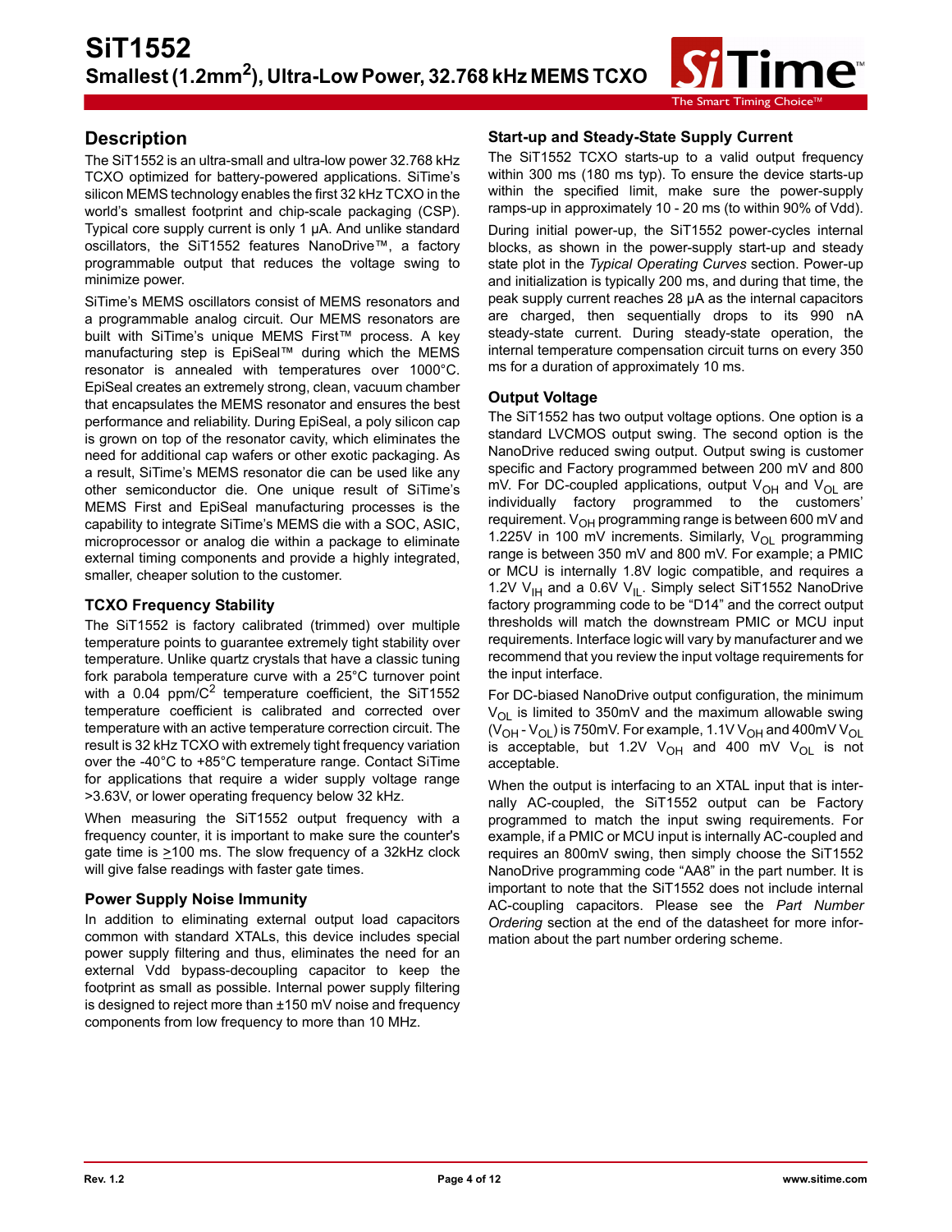## Description

The SiT1552 is an ultra-small and ultra-low power 32.768 kHz TCXO optimized for battery-powered applications. SiTime's silicon MEMS technology enables the first 32 kHz TCXO in the world's smallest footprint and chip-scale packaging (CSP). Typical core supply current is only 1 µA. And unlike standard oscillators, the SiT1552 features NanoDrive™, a factory programmable output that reduces the voltage swing to minimize power.

SiTime's MEMS oscillators consist of MEMS resonators and a programmable analog circuit. Our MEMS resonators are built with SiTime's unique MEMS First™ process. A key manufacturing step is EpiSeal™ during which the MEMS resonator is annealed with temperatures over 1000°C. EpiSeal creates an extremely strong, clean, vacuum chamber that encapsulates the MEMS resonator and ensures the best performance and reliability. During EpiSeal, a poly silicon cap is grown on top of the resonator cavity, which eliminates the need for additional cap wafers or other exotic packaging. As a result, SiTime's MEMS resonator die can be used like any other semiconductor die. One unique result of SiTime's MEMS First and EpiSeal manufacturing processes is the capability to integrate SiTime's MEMS die with a SOC, ASIC, microprocessor or analog die within a package to eliminate external timing components and provide a highly integrated, smaller, cheaper solution to the customer.

### TCXO Frequency Stability

The SiT1552 is factory calibrated (trimmed) over multiple temperature points to guarantee extremely tight stability over temperature. Unlike quartz crystals that have a classic tuning fork parabola temperature curve with a 25°C turnover point with a 0.04 ppm/$C^2$ temperature coefficient, the SiT1552 temperature coefficient is calibrated and corrected over temperature with an active temperature correction circuit. The result is 32 kHz TCXO with extremely tight frequency variation over the -40°C to +85°C temperature range. Contact SiTime for applications that require a wider supply voltage range >3.63V, or lower operating frequency below 32 kHz.

When measuring the SiT1552 output frequency with a frequency counter, it is important to make sure the counter's gate time is ≥100 ms. The slow frequency of a 32kHz clock will give false readings with faster gate times.

### Power Supply Noise Immunity

In addition to eliminating external output load capacitors common with standard XTALs, this device includes special power supply filtering and thus, eliminates the need for an external Vdd bypass-decoupling capacitor to keep the footprint as small as possible. Internal power supply filtering is designed to reject more than ±150 mV noise and frequency components from low frequency to more than 10 MHz.

### Start-up and Steady-State Supply Current

The SiT1552 TCXO starts-up to a valid output frequency within 300 ms (180 ms typ). To ensure the device starts-up within the specified limit, make sure the power-supply ramps-up in approximately 10 - 20 ms (to within 90% of Vdd).

During initial power-up, the SiT1552 power-cycles internal blocks, as shown in the power-supply start-up and steady state plot in the *Typical Operating Curves* section. Power-up and initialization is typically 200 ms, and during that time, the peak supply current reaches 28 µA as the internal capacitors are charged, then sequentially drops to its 990 nA steady-state current. During steady-state operation, the internal temperature compensation circuit turns on every 350 ms for a duration of approximately 10 ms.

### Output Voltage

The SiT1552 has two output voltage options. One option is a standard LVCMOS output swing. The second option is the NanoDrive reduced swing output. Output swing is customer specific and Factory programmed between 200 mV and 800 mV. For DC-coupled applications, output $V_{OH}$ and $V_{OL}$ are individually factory programmed to the customers' requirement. $V_{OH}$ programming range is between 600 mV and 1.225V in 100 mV increments. Similarly, $V_{OL}$ programming range is between 350 mV and 800 mV. For example; a PMIC or MCU is internally 1.8V logic compatible, and requires a 1.2V $V_{IH}$ and a 0.6V $V_{IL}$. Simply select SiT1552 NanoDrive factory programming code to be "D14" and the correct output thresholds will match the downstream PMIC or MCU input requirements. Interface logic will vary by manufacturer and we recommend that you review the input voltage requirements for the input interface.

For DC-biased NanoDrive output configuration, the minimum $V_{OL}$ is limited to 350mV and the maximum allowable swing ($V_{OH}$ - $V_{OL}$) is 750mV. For example, 1.1V $V_{OH}$ and 400mV $V_{OL}$ is acceptable, but 1.2V $V_{OH}$ and 400 mV $V_{OL}$ is not acceptable.

When the output is interfacing to an XTAL input that is internally AC-coupled, the SiT1552 output can be Factory programmed to match the input swing requirements. For example, if a PMIC or MCU input is internally AC-coupled and requires an 800mV swing, then simply choose the SiT1552 NanoDrive programming code "AA8" in the part number. It is important to note that the SiT1552 does not include internal AC-coupling capacitors. Please see the *Part Number Ordering* section at the end of the datasheet for more information about the part number ordering scheme.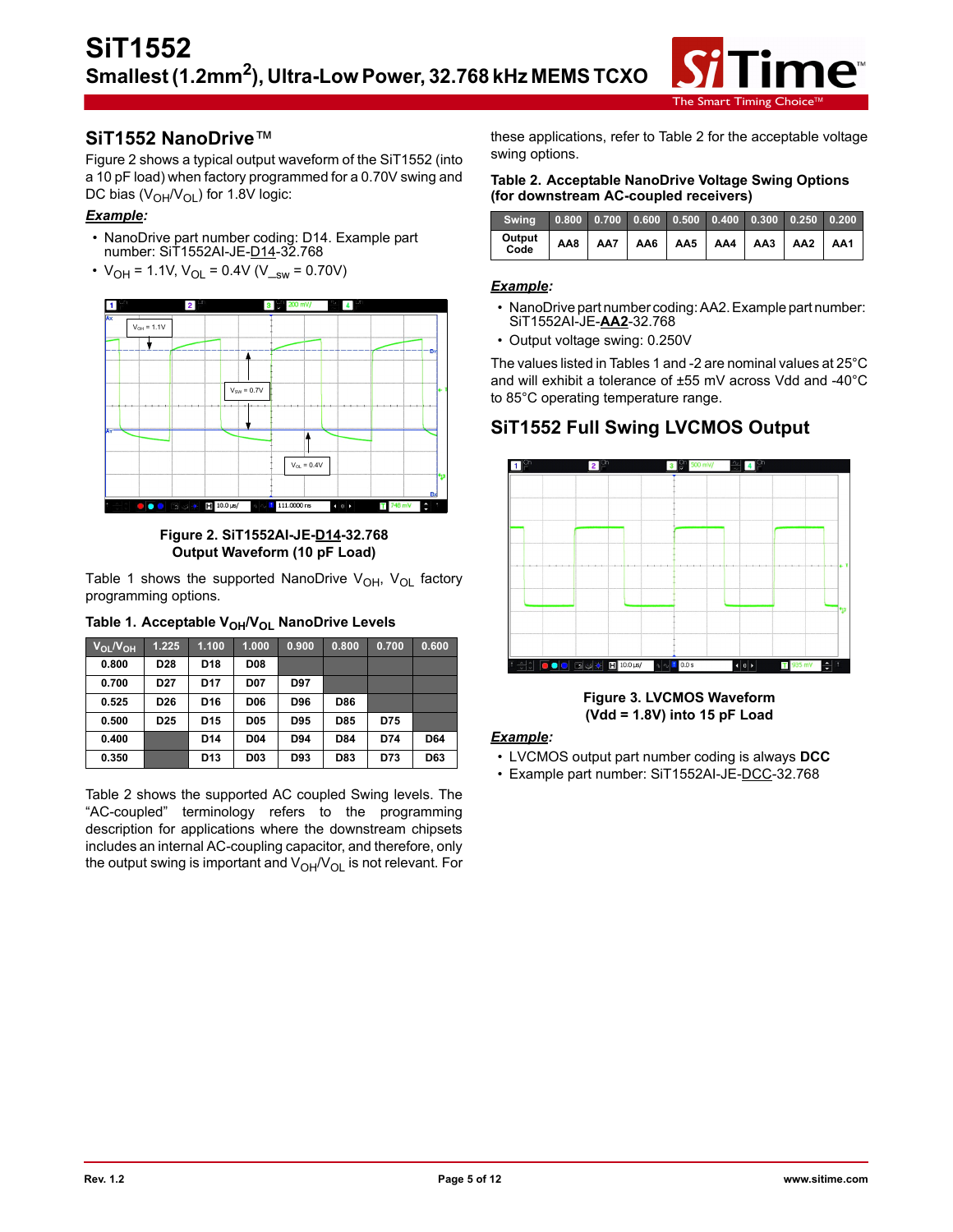## SiT1552 NanoDrive™

Figure 2 shows a typical output waveform of the SiT1552 (into a 10 pF load) when factory programmed for a 0.70V swing and DC bias ($V_{OH}$/$V_{OL}$) for 1.8V logic:

***Example:***

- NanoDrive part number coding: D14. Example part number: SiT1552AI-JE-D14-32.768
- $V_{OH}$ = 1.1V, $V_{OL}$ = 0.4V ($V_{\_sw}$ = 0.70V)

**Figure 2. SiT1552AI-JE-D14-32.768 Output Waveform (10 pF Load)**

Table 1 shows the supported NanoDrive $V_{OH}$, $V_{OL}$ factory programming options.

**Table 1. Acceptable $V_{OH}$/$V_{OL}$ NanoDrive Levels**

| $V_{OL}$/$V_{OH}$ | 1.225 | 1.100 | 1.000 | 0.900 | 0.800 | 0.700 | 0.600 |
|---|---|---|---|---|---|---|---|
| 0.800 | D28 | D18 | D08 | | | | |
| 0.700 | D27 | D17 | D07 | D97 | | | |
| 0.525 | D26 | D16 | D06 | D96 | D86 | | |
| 0.500 | D25 | D15 | D05 | D95 | D85 | D75 | |
| 0.400 | | D14 | D04 | D94 | D84 | D74 | D64 |
| 0.350 | | D13 | D03 | D93 | D83 | D73 | D63 |

Table 2 shows the supported AC coupled Swing levels. The "AC-coupled" terminology refers to the programming description for applications where the downstream chipsets includes an internal AC-coupling capacitor, and therefore, only the output swing is important and $V_{OH}$/$V_{OL}$ is not relevant. For these applications, refer to Table 2 for the acceptable voltage swing options.

**Table 2. Acceptable NanoDrive Voltage Swing Options (for downstream AC-coupled receivers)**

| Swing | 0.800 | 0.700 | 0.600 | 0.500 | 0.400 | 0.300 | 0.250 | 0.200 |
|---|---|---|---|---|---|---|---|---|
| Output Code | AA8 | AA7 | AA6 | AA5 | AA4 | AA3 | AA2 | AA1 |

***Example:***

- NanoDrive part number coding: AA2. Example part number: SiT1552AI-JE-**AA2**-32.768
- Output voltage swing: 0.250V

The values listed in Tables 1 and -2 are nominal values at 25°C and will exhibit a tolerance of ±55 mV across Vdd and -40°C to 85°C operating temperature range.

## SiT1552 Full Swing LVCMOS Output

**Figure 3. LVCMOS Waveform (Vdd = 1.8V) into 15 pF Load**

***Example:***

- LVCMOS output part number coding is always **DCC**
- Example part number: SiT1552AI-JE-DCC-32.768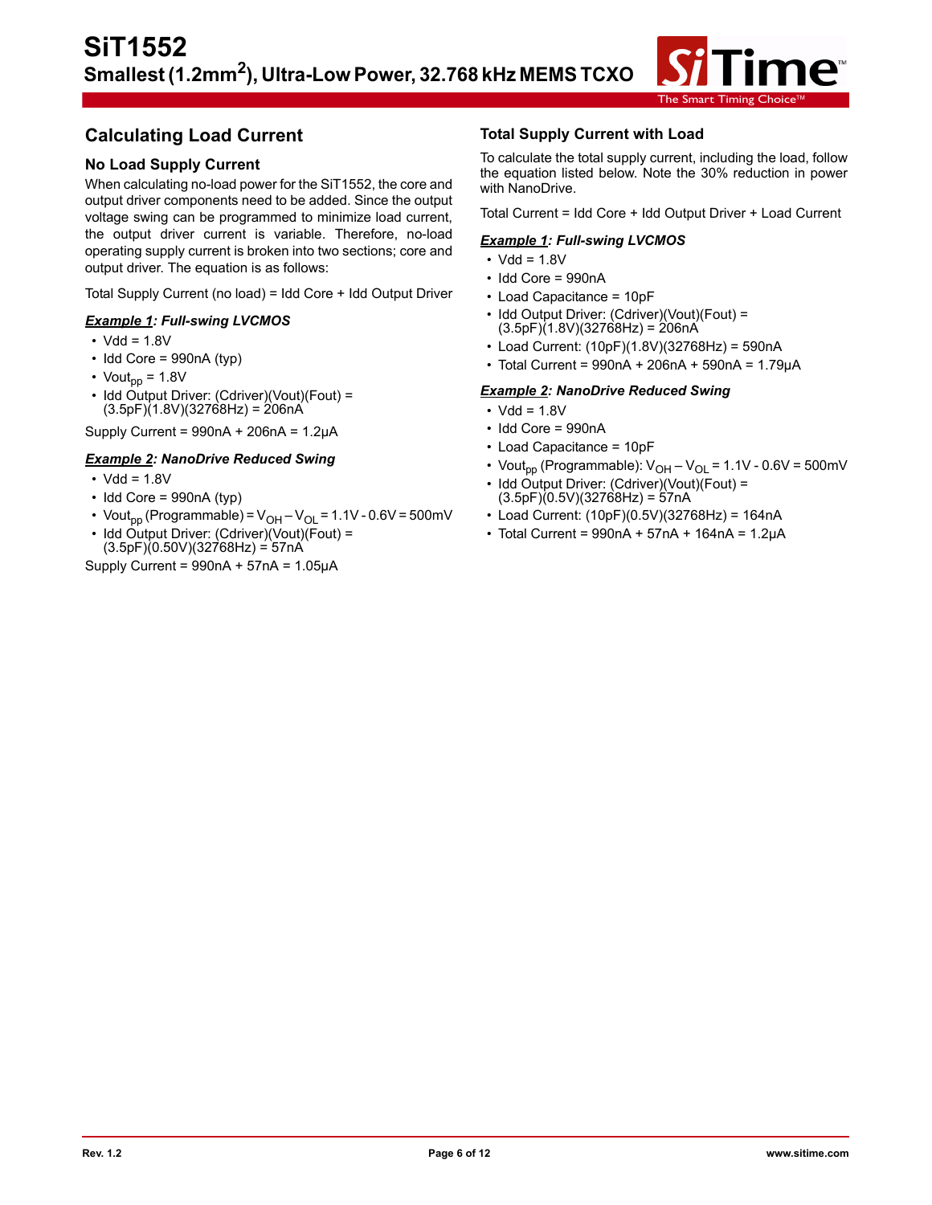## Calculating Load Current

### No Load Supply Current

When calculating no-load power for the SiT1552, the core and output driver components need to be added. Since the output voltage swing can be programmed to minimize load current, the output driver current is variable. Therefore, no-load operating supply current is broken into two sections; core and output driver. The equation is as follows:

Total Supply Current (no load) = Idd Core + Idd Output Driver

***Example 1*: Full-swing LVCMOS**

- Vdd = 1.8V
- Idd Core = 990nA (typ)
- $Vout_{pp}$ = 1.8V
- Idd Output Driver: (Cdriver)(Vout)(Fout) = (3.5pF)(1.8V)(32768Hz) = 206nA

Supply Current = 990nA + 206nA = 1.2µA

***Example 2*: NanoDrive Reduced Swing**

- Vdd = 1.8V
- Idd Core = 990nA (typ)
- $Vout_{pp}$ (Programmable) = $V_{OH} - V_{OL}$ = 1.1V - 0.6V = 500mV
- Idd Output Driver: (Cdriver)(Vout)(Fout) = (3.5pF)(0.50V)(32768Hz) = 57nA

Supply Current = 990nA + 57nA = 1.05µA

### Total Supply Current with Load

To calculate the total supply current, including the load, follow the equation listed below. Note the 30% reduction in power with NanoDrive.

Total Current = Idd Core + Idd Output Driver + Load Current

***Example 1*: Full-swing LVCMOS**

- Vdd = 1.8V
- Idd Core = 990nA
- Load Capacitance = 10pF
- Idd Output Driver: (Cdriver)(Vout)(Fout) = (3.5pF)(1.8V)(32768Hz) = 206nA
- Load Current: (10pF)(1.8V)(32768Hz) = 590nA
- Total Current = 990nA + 206nA + 590nA = 1.79µA

***Example 2*: NanoDrive Reduced Swing**

- Vdd = 1.8V
- Idd Core = 990nA
- Load Capacitance = 10pF
- $Vout_{pp}$ (Programmable): $V_{OH} - V_{OL}$ = 1.1V - 0.6V = 500mV
- Idd Output Driver: (Cdriver)(Vout)(Fout) = (3.5pF)(0.5V)(32768Hz) = 57nA
- Load Current: (10pF)(0.5V)(32768Hz) = 164nA
- Total Current = 990nA + 57nA + 164nA = 1.2µA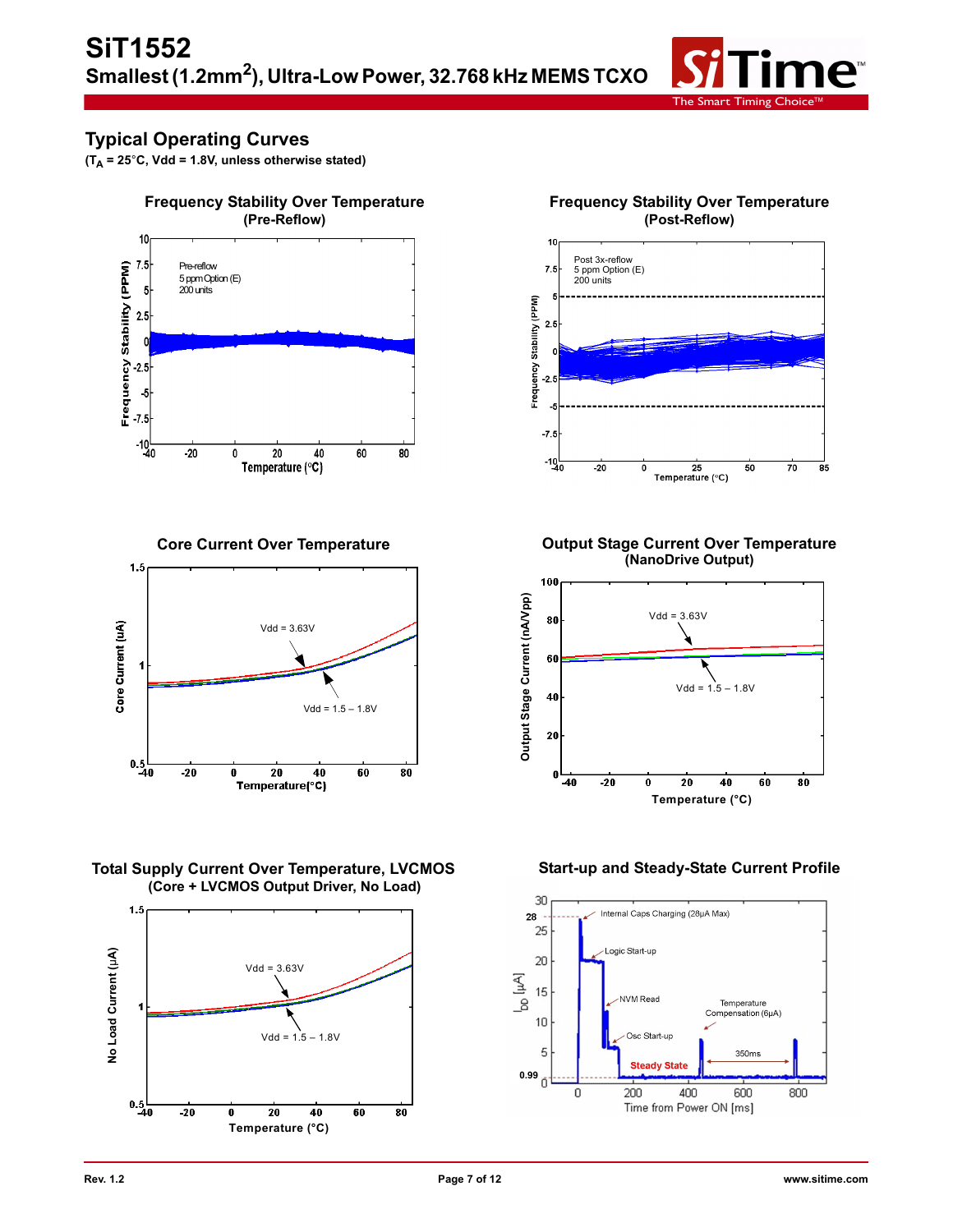## Typical Operating Curves

**($T_A$ = 25°C, Vdd = 1.8V, unless otherwise stated)**

**Frequency Stability Over Temperature (Pre-Reflow)**

**Frequency Stability Over Temperature (Post-Reflow)**

**Core Current Over Temperature**

**Output Stage Current Over Temperature (NanoDrive Output)**

**Total Supply Current Over Temperature, LVCMOS (Core + LVCMOS Output Driver, No Load)**

**Start-up and Steady-State Current Profile**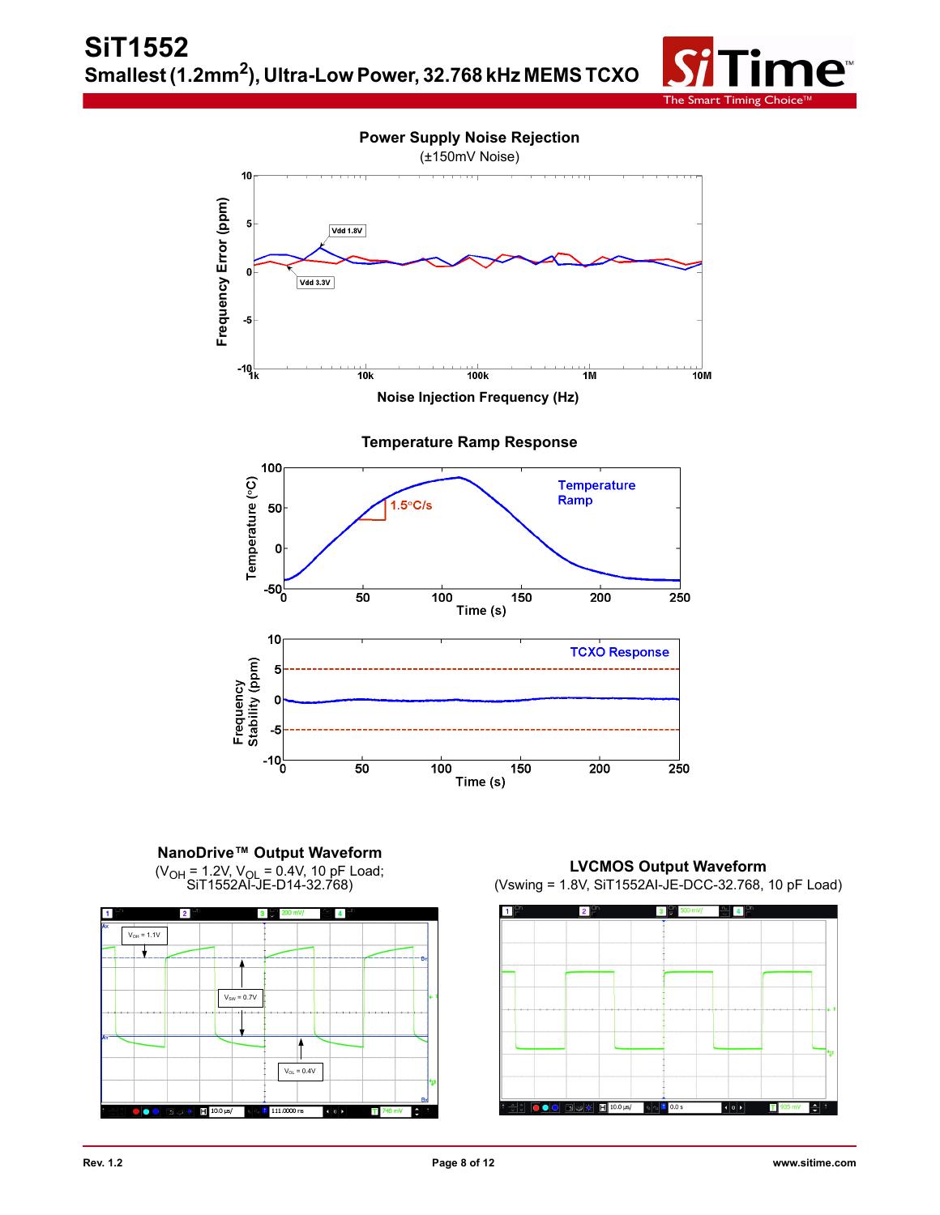**Power Supply Noise Rejection**
(±150mV Noise)

**Temperature Ramp Response**

**NanoDrive™ Output Waveform**
($V_{OH}$ = 1.2V, $V_{OL}$ = 0.4V, 10 pF Load; SiT1552AI-JE-D14-32.768)

**LVCMOS Output Waveform**
(Vswing = 1.8V, SiT1552AI-JE-DCC-32.768, 10 pF Load)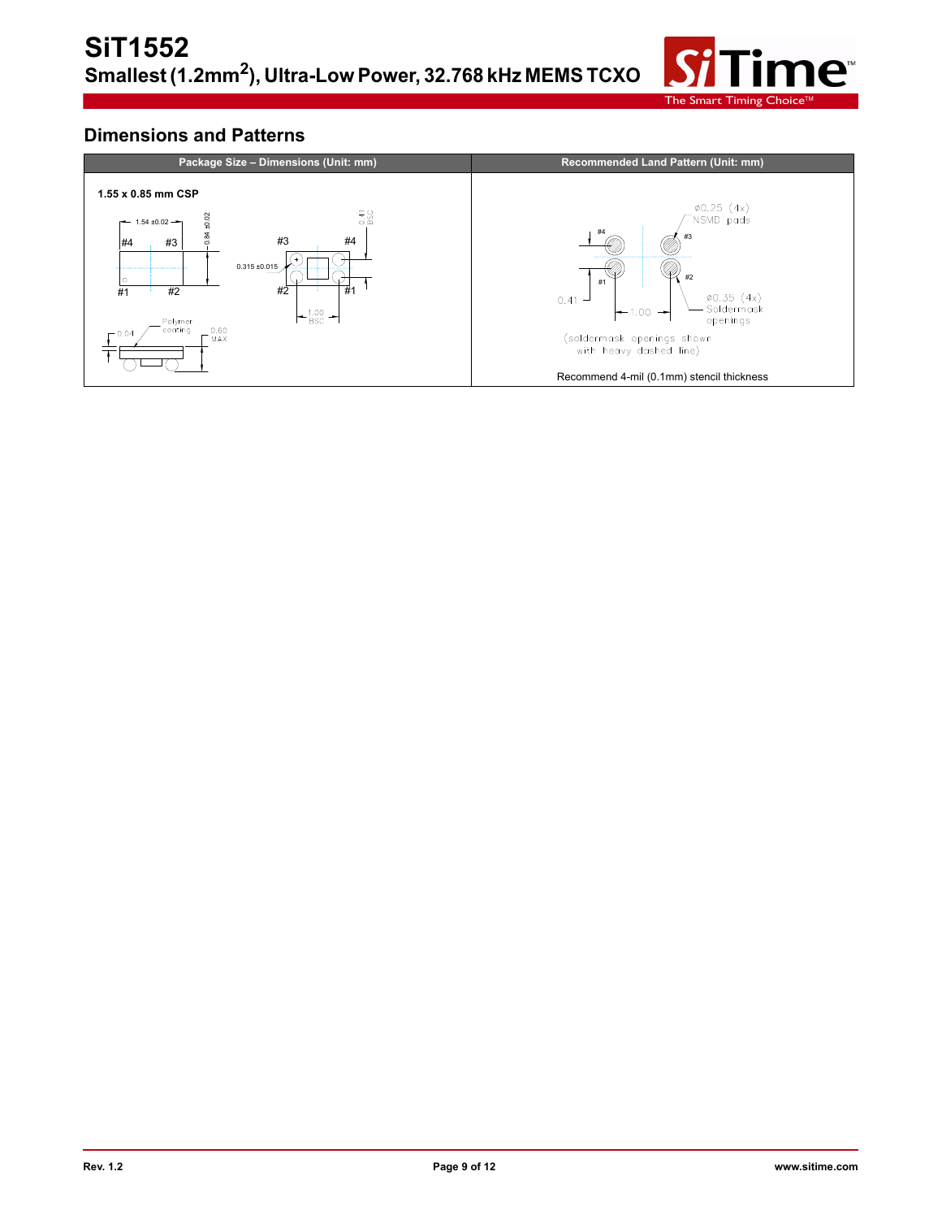## Dimensions and Patterns

| Package Size – Dimensions (Unit: mm) | Recommended Land Pattern (Unit: mm) |
|---|---|
| **1.55 x 0.85 mm CSP**<br>1.54 ±0.02<br>0.84 ±0.02<br>#4 #3<br>#1 #2<br>0.41 BSC<br>0.315 ±0.015<br>#3 #4<br>#2 #1<br>1.00 BSC<br>Polymer coating<br>0.04<br>0.60 MAX | ø0.25 (4x) NSMD pads<br>#4 #3<br>#1 #2<br>0.41<br>1.00<br>ø0.35 (4x) Soldermask openings<br>(soldermask openings shown with heavy dashed line)<br><br>Recommend 4-mil (0.1mm) stencil thickness |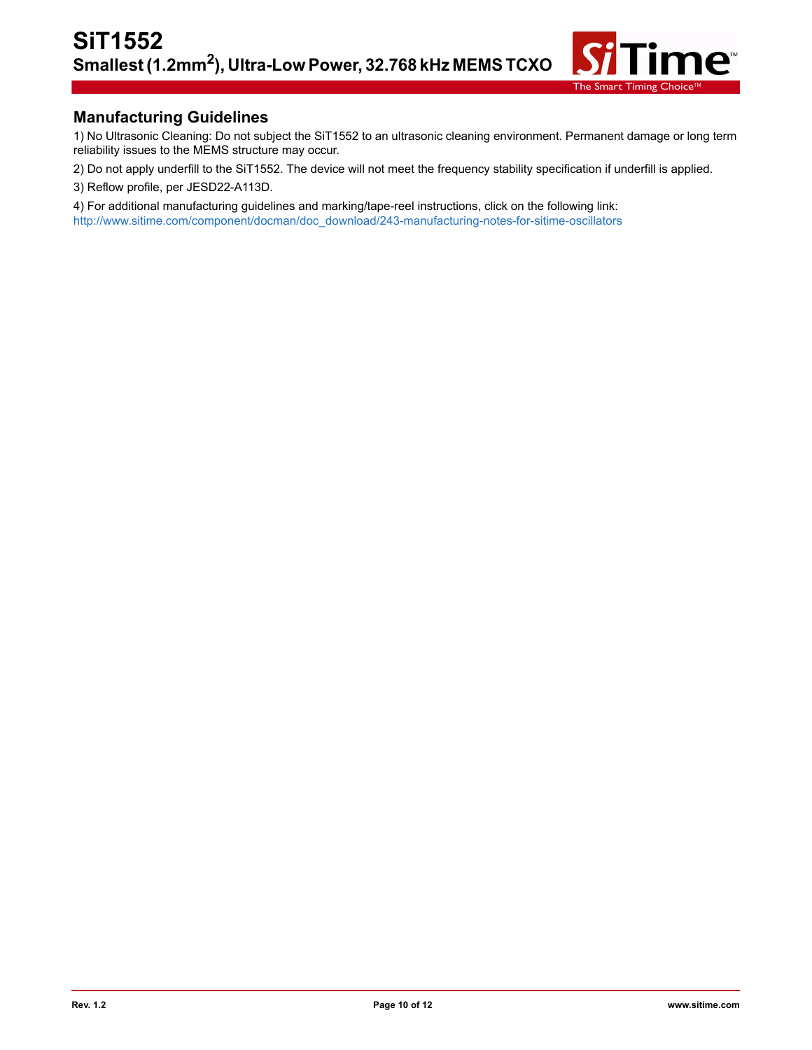## Manufacturing Guidelines

1) No Ultrasonic Cleaning: Do not subject the SiT1552 to an ultrasonic cleaning environment. Permanent damage or long term reliability issues to the MEMS structure may occur.

2) Do not apply underfill to the SiT1552. The device will not meet the frequency stability specification if underfill is applied.

3) Reflow profile, per JESD22-A113D.

4) For additional manufacturing guidelines and marking/tape-reel instructions, click on the following link:
http://www.sitime.com/component/docman/doc_download/243-manufacturing-notes-for-sitime-oscillators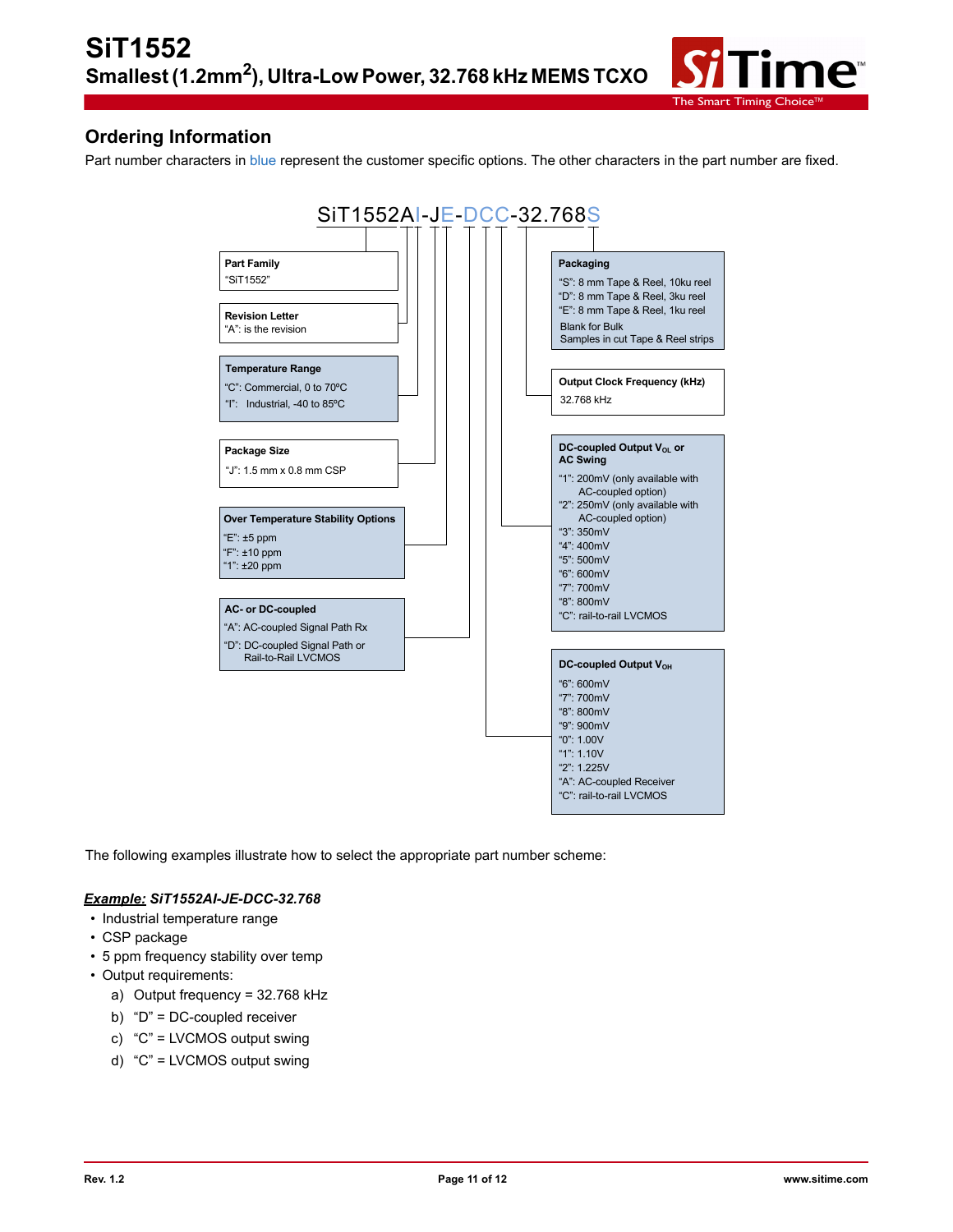## Ordering Information

Part number characters in blue represent the customer specific options. The other characters in the part number are fixed.

SiT1552AI-JE-DCC-32.768S

**Part Family**
"SiT1552"

**Revision Letter**
"A": is the revision

**Temperature Range**
"C": Commercial, 0 to 70ºC
"I": Industrial, -40 to 85ºC

**Package Size**
"J": 1.5 mm x 0.8 mm CSP

**Over Temperature Stability Options**
"E": ±5 ppm
"F": ±10 ppm
"1": ±20 ppm

**AC- or DC-coupled**
"A": AC-coupled Signal Path Rx
"D": DC-coupled Signal Path or Rail-to-Rail LVCMOS

**Packaging**
"S": 8 mm Tape & Reel, 10ku reel
"D": 8 mm Tape & Reel, 3ku reel
"E": 8 mm Tape & Reel, 1ku reel
Blank for Bulk
Samples in cut Tape & Reel strips

**Output Clock Frequency (kHz)**
32.768 kHz

**DC-coupled Output $V_{OL}$ or AC Swing**
"1": 200mV (only available with AC-coupled option)
"2": 250mV (only available with AC-coupled option)
"3": 350mV
"4": 400mV
"5": 500mV
"6": 600mV
"7": 700mV
"8": 800mV
"C": rail-to-rail LVCMOS

**DC-coupled Output $V_{OH}$**
"6": 600mV
"7": 700mV
"8": 800mV
"9": 900mV
"0": 1.00V
"1": 1.10V
"2": 1.225V
"A": AC-coupled Receiver
"C": rail-to-rail LVCMOS

The following examples illustrate how to select the appropriate part number scheme:

***Example:* *SiT1552AI-JE-DCC-32.768***

- Industrial temperature range
- CSP package
- 5 ppm frequency stability over temp
- Output requirements:
  a) Output frequency = 32.768 kHz
  b) "D" = DC-coupled receiver
  c) "C" = LVCMOS output swing
  d) "C" = LVCMOS output swing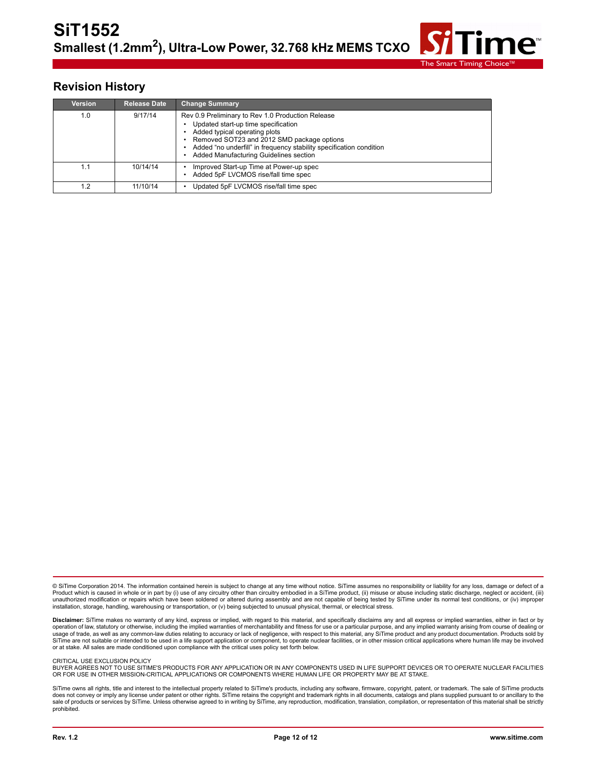## Revision History

| Version | Release Date | Change Summary |
|---|---|---|
| 1.0 | 9/17/14 | Rev 0.9 Preliminary to Rev 1.0 Production Release<br>• Updated start-up time specification<br>• Added typical operating plots<br>• Removed SOT23 and 2012 SMD package options<br>• Added "no underfill" in frequency stability specification condition<br>• Added Manufacturing Guidelines section |
| 1.1 | 10/14/14 | • Improved Start-up Time at Power-up spec<br>• Added 5pF LVCMOS rise/fall time spec |
| 1.2 | 11/10/14 | • Updated 5pF LVCMOS rise/fall time spec |

© SiTime Corporation 2014. The information contained herein is subject to change at any time without notice. SiTime assumes no responsibility or liability for any loss, damage or defect of a Product which is caused in whole or in part by (i) use of any circuitry other than circuitry embodied in a SiTime product, (ii) misuse or abuse including static discharge, neglect or accident, (iii) unauthorized modification or repairs which have been soldered or altered during assembly and are not capable of being tested by SiTime under its normal test conditions, or (iv) improper installation, storage, handling, warehousing or transportation, or (v) being subjected to unusual physical, thermal, or electrical stress.

**Disclaimer:** SiTime makes no warranty of any kind, express or implied, with regard to this material, and specifically disclaims any and all express or implied warranties, either in fact or by operation of law, statutory or otherwise, including the implied warranties of merchantability and fitness for use or a particular purpose, and any implied warranty arising from course of dealing or usage of trade, as well as any common-law duties relating to accuracy or lack of negligence, with respect to this material, any SiTime product and any product documentation. Products sold by SiTime are not suitable or intended to be used in a life support application or component, to operate nuclear facilities, or in other mission critical applications where human life may be involved or at stake. All sales are made conditioned upon compliance with the critical uses policy set forth below.

CRITICAL USE EXCLUSION POLICY
BUYER AGREES NOT TO USE SITIME'S PRODUCTS FOR ANY APPLICATION OR IN ANY COMPONENTS USED IN LIFE SUPPORT DEVICES OR TO OPERATE NUCLEAR FACILITIES OR FOR USE IN OTHER MISSION-CRITICAL APPLICATIONS OR COMPONENTS WHERE HUMAN LIFE OR PROPERTY MAY BE AT STAKE.

SiTime owns all rights, title and interest to the intellectual property related to SiTime's products, including any software, firmware, copyright, patent, or trademark. The sale of SiTime products does not convey or imply any license under patent or other rights. SiTime retains the copyright and trademark rights in all documents, catalogs and plans supplied pursuant to or ancillary to the sale of products or services by SiTime. Unless otherwise agreed to in writing by SiTime, any reproduction, modification, translation, compilation, or representation of this material shall be strictly prohibited.